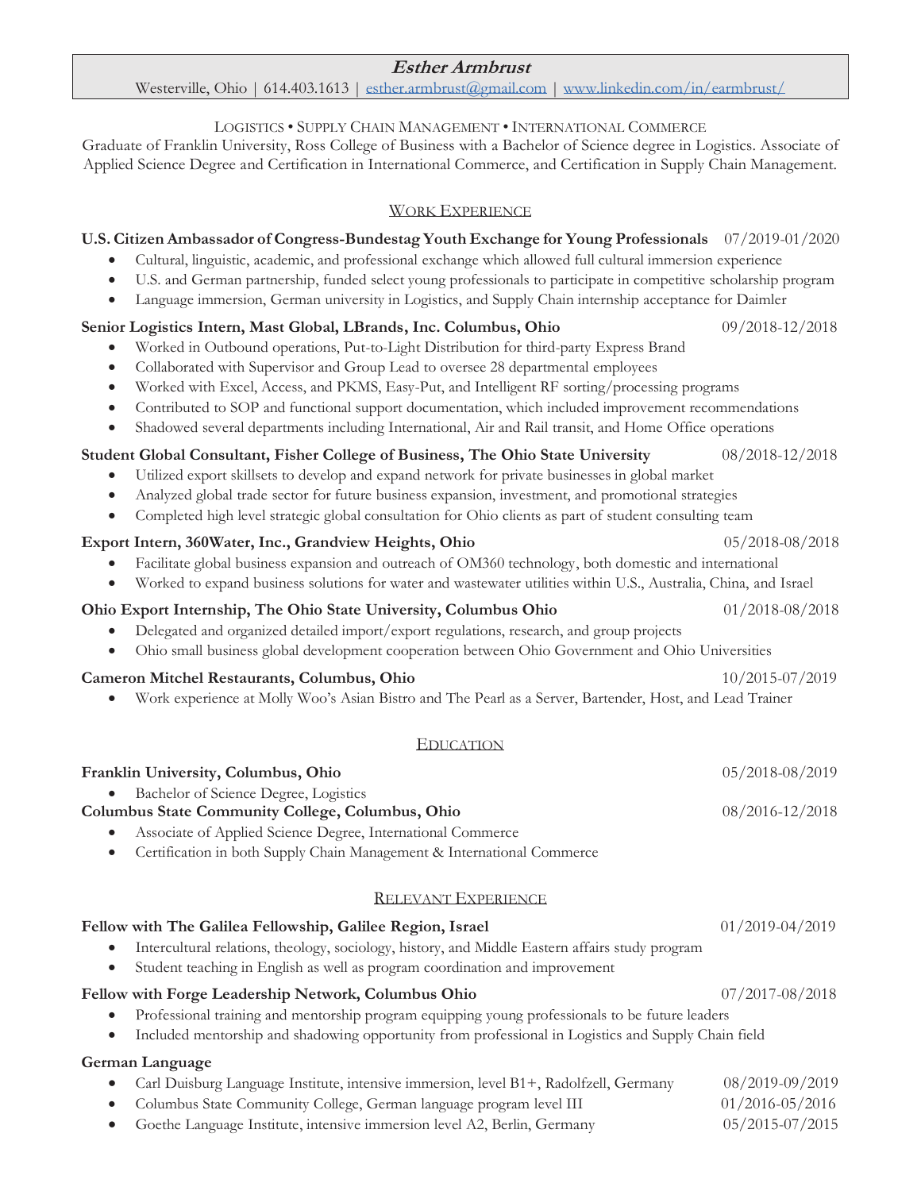# *Esther Armbrust*

Westerville, Ohio | 614.403.1613 | esther.armbrust@gmail.com | www.linkedin.com/in/earmbrust/

LOGISTICS • SUPPLY CHAIN MANAGEMENT • INTERNATIONAL COMMERCE

Graduate of Franklin University, Ross College of Business with a Bachelor of Science degree in Logistics. Associate of Applied Science Degree and Certification in International Commerce, and Certification in Supply Chain Management.

## WORK EXPERIENCE

**U.S. Citizen Ambassador of Congress-Bundestag Youth Exchange for Young Professionals** 07/2019-01/2020

- Cultural, linguistic, academic, and professional exchange which allowed full cultural immersion experience
- U.S. and German partnership, funded select young professionals to participate in competitive scholarship program
- Language immersion, German university in Logistics, and Supply Chain internship acceptance for Daimler

**Senior Logistics Intern, Mast Global, LBrands, Inc. Columbus, Ohio** 09/2018-12/2018

- Worked in Outbound operations, Put-to-Light Distribution for third-party Express Brand
- Collaborated with Supervisor and Group Lead to oversee 28 departmental employees
- Worked with Excel, Access, and PKMS, Easy-Put, and Intelligent RF sorting/processing programs
- Contributed to SOP and functional support documentation, which included improvement recommendations
- Shadowed several departments including International, Air and Rail transit, and Home Office operations

**Student Global Consultant, Fisher College of Business, The Ohio State University** 08/2018-12/2018

- Utilized export skillsets to develop and expand network for private businesses in global market
- Analyzed global trade sector for future business expansion, investment, and promotional strategies
- Completed high level strategic global consultation for Ohio clients as part of student consulting team

**Export Intern, 360Water, Inc., Grandview Heights, Ohio** 05/2018-08/2018

- Facilitate global business expansion and outreach of OM360 technology, both domestic and international
- Worked to expand business solutions for water and wastewater utilities within U.S., Australia, China, and Israel

**Ohio Export Internship, The Ohio State University, Columbus Ohio** 01/2018-08/2018

- Delegated and organized detailed import/export regulations, research, and group projects
- Ohio small business global development cooperation between Ohio Government and Ohio Universities

**Cameron Mitchel Restaurants, Columbus, Ohio** 10/2015-07/2019

- Work experience at Molly Woo's Asian Bistro and The Pearl as a Server, Bartender, Host, and Lead Trainer

## EDUCATION

**Franklin University, Columbus, Ohio** 05/2018-08/2019

- Bachelor of Science Degree, Logistics

**Columbus State Community College, Columbus, Ohio** 08/2016-12/2018

- Associate of Applied Science Degree, International Commerce
- Certification in both Supply Chain Management & International Commerce

## RELEVANT EXPERIENCE

**Fellow with The Galilea Fellowship, Galilee Region, Israel** 01/2019-04/2019

- Intercultural relations, theology, sociology, history, and Middle Eastern affairs study program
- Student teaching in English as well as program coordination and improvement

**Fellow with Forge Leadership Network, Columbus Ohio** 07/2017-08/2018

- Professional training and mentorship program equipping young professionals to be future leaders
- Included mentorship and shadowing opportunity from professional in Logistics and Supply Chain field

**German Language**

- Carl Duisburg Language Institute, intensive immersion, level B1+, Radolfzell, Germany 08/2019-09/2019
- Columbus State Community College, German language program level III 01/2016-05/2016
- Goethe Language Institute, intensive immersion level A2, Berlin, Germany 05/2015-07/2015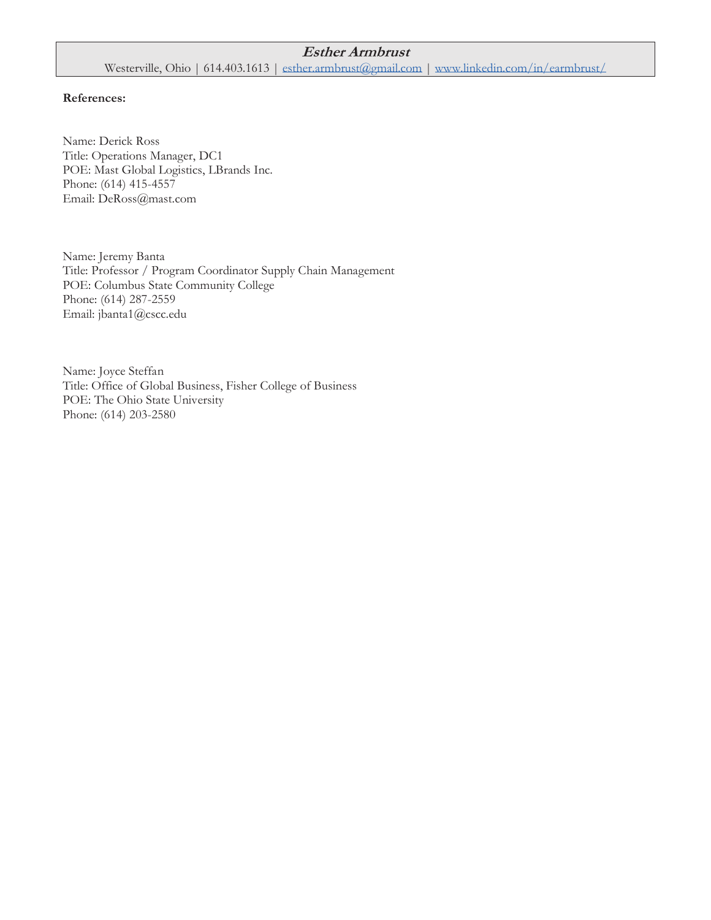**Esther Armbrust**

Westerville, Ohio | 614.403.1613 | esther.armbrust@gmail.com | www.linkedin.com/in/earmbrust/

**References:**

Name: Derick Ross
Title: Operations Manager, DC1
POE: Mast Global Logistics, LBrands Inc.
Phone: (614) 415-4557
Email: DeRoss@mast.com

Name: Jeremy Banta
Title: Professor / Program Coordinator Supply Chain Management
POE: Columbus State Community College
Phone: (614) 287-2559
Email: jbanta1@cscc.edu

Name: Joyce Steffan
Title: Office of Global Business, Fisher College of Business
POE: The Ohio State University
Phone: (614) 203-2580